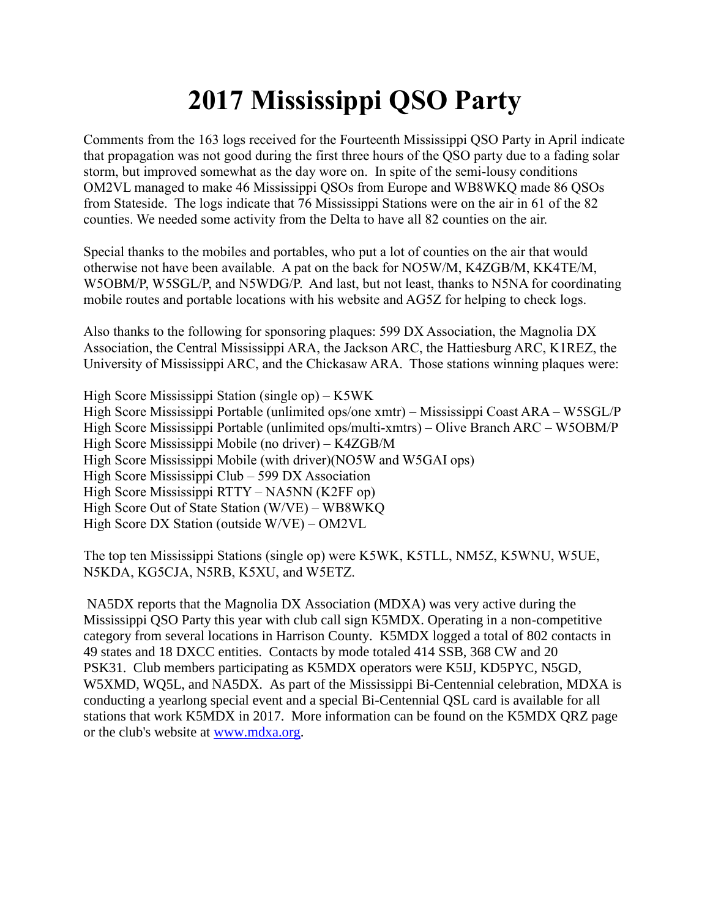# 2017 Mississippi QSO Party

Comments from the 163 logs received for the Fourteenth Mississippi QSO Party in April indicate that propagation was not good during the first three hours of the QSO party due to a fading solar storm, but improved somewhat as the day wore on. In spite of the semi-lousy conditions OM2VL managed to make 46 Mississippi QSOs from Europe and WB8WKQ made 86 QSOs from Stateside. The logs indicate that 76 Mississippi Stations were on the air in 61 of the 82 counties. We needed some activity from the Delta to have all 82 counties on the air.

Special thanks to the mobiles and portables, who put a lot of counties on the air that would otherwise not have been available. A pat on the back for NO5W/M, K4ZGB/M, KK4TE/M, W5OBM/P, W5SGL/P, and N5WDG/P. And last, but not least, thanks to N5NA for coordinating mobile routes and portable locations with his website and AG5Z for helping to check logs.

Also thanks to the following for sponsoring plaques: 599 DX Association, the Magnolia DX Association, the Central Mississippi ARA, the Jackson ARC, the Hattiesburg ARC, K1REZ, the University of Mississippi ARC, and the Chickasaw ARA. Those stations winning plaques were:

High Score Mississippi Station (single op) – K5WK
High Score Mississippi Portable (unlimited ops/one xmtr) – Mississippi Coast ARA – W5SGL/P
High Score Mississippi Portable (unlimited ops/multi-xmtrs) – Olive Branch ARC – W5OBM/P
High Score Mississippi Mobile (no driver) – K4ZGB/M
High Score Mississippi Mobile (with driver)(NO5W and W5GAI ops)
High Score Mississippi Club – 599 DX Association
High Score Mississippi RTTY – NA5NN (K2FF op)
High Score Out of State Station (W/VE) – WB8WKQ
High Score DX Station (outside W/VE) – OM2VL

The top ten Mississippi Stations (single op) were K5WK, K5TLL, NM5Z, K5WNU, W5UE, N5KDA, KG5CJA, N5RB, K5XU, and W5ETZ.

NA5DX reports that the Magnolia DX Association (MDXA) was very active during the Mississippi QSO Party this year with club call sign K5MDX. Operating in a non-competitive category from several locations in Harrison County. K5MDX logged a total of 802 contacts in 49 states and 18 DXCC entities. Contacts by mode totaled 414 SSB, 368 CW and 20 PSK31. Club members participating as K5MDX operators were K5IJ, KD5PYC, N5GD, W5XMD, WQ5L, and NA5DX. As part of the Mississippi Bi-Centennial celebration, MDXA is conducting a yearlong special event and a special Bi-Centennial QSL card is available for all stations that work K5MDX in 2017. More information can be found on the K5MDX QRZ page or the club's website at [www.mdxa.org](http://www.mdxa.org).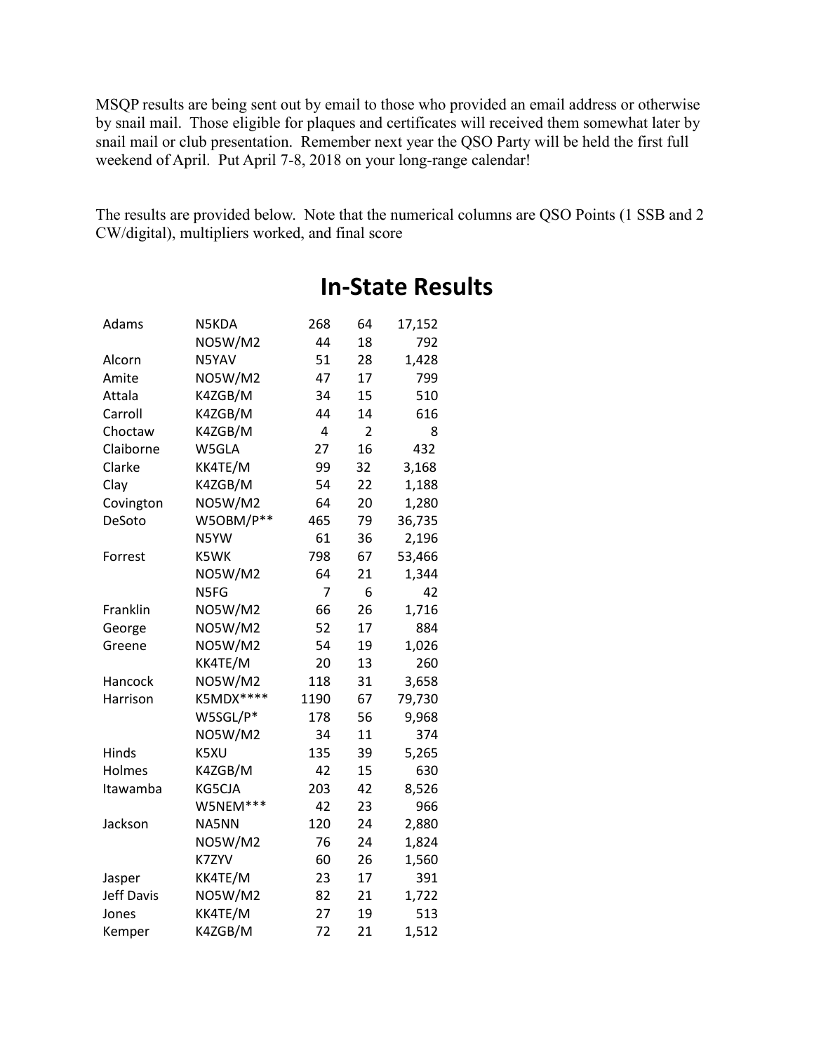MSQP results are being sent out by email to those who provided an email address or otherwise by snail mail. Those eligible for plaques and certificates will received them somewhat later by snail mail or club presentation. Remember next year the QSO Party will be held the first full weekend of April. Put April 7-8, 2018 on your long-range calendar!

The results are provided below. Note that the numerical columns are QSO Points (1 SSB and 2 CW/digital), multipliers worked, and final score

# In-State Results

| County | Call | QSO Points | Mults | Score |
|---|---|---|---|---|
| Adams | N5KDA | 268 | 64 | 17,152 |
| | NO5W/M2 | 44 | 18 | 792 |
| Alcorn | N5YAV | 51 | 28 | 1,428 |
| Amite | NO5W/M2 | 47 | 17 | 799 |
| Attala | K4ZGB/M | 34 | 15 | 510 |
| Carroll | K4ZGB/M | 44 | 14 | 616 |
| Choctaw | K4ZGB/M | 4 | 2 | 8 |
| Claiborne | W5GLA | 27 | 16 | 432 |
| Clarke | KK4TE/M | 99 | 32 | 3,168 |
| Clay | K4ZGB/M | 54 | 22 | 1,188 |
| Covington | NO5W/M2 | 64 | 20 | 1,280 |
| DeSoto | W5OBM/P** | 465 | 79 | 36,735 |
| | N5YW | 61 | 36 | 2,196 |
| Forrest | K5WK | 798 | 67 | 53,466 |
| | NO5W/M2 | 64 | 21 | 1,344 |
| | N5FG | 7 | 6 | 42 |
| Franklin | NO5W/M2 | 66 | 26 | 1,716 |
| George | NO5W/M2 | 52 | 17 | 884 |
| Greene | NO5W/M2 | 54 | 19 | 1,026 |
| | KK4TE/M | 20 | 13 | 260 |
| Hancock | NO5W/M2 | 118 | 31 | 3,658 |
| Harrison | K5MDX**** | 1190 | 67 | 79,730 |
| | W5SGL/P* | 178 | 56 | 9,968 |
| | NO5W/M2 | 34 | 11 | 374 |
| Hinds | K5XU | 135 | 39 | 5,265 |
| Holmes | K4ZGB/M | 42 | 15 | 630 |
| Itawamba | KG5CJA | 203 | 42 | 8,526 |
| | W5NEM*** | 42 | 23 | 966 |
| Jackson | NA5NN | 120 | 24 | 2,880 |
| | NO5W/M2 | 76 | 24 | 1,824 |
| | K7ZYV | 60 | 26 | 1,560 |
| Jasper | KK4TE/M | 23 | 17 | 391 |
| Jeff Davis | NO5W/M2 | 82 | 21 | 1,722 |
| Jones | KK4TE/M | 27 | 19 | 513 |
| Kemper | K4ZGB/M | 72 | 21 | 1,512 |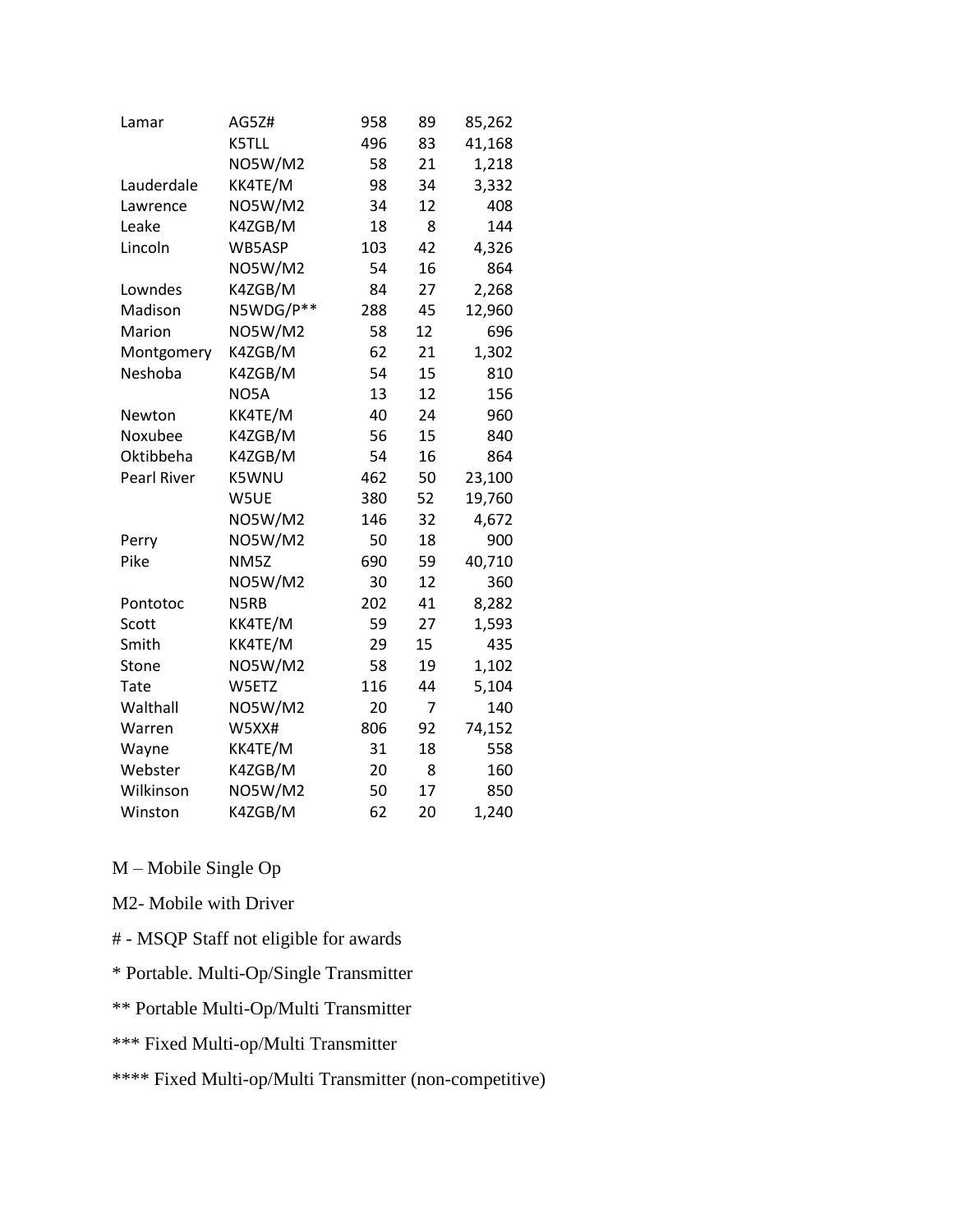| | | | | |
|---|---|---|---|---|
| Lamar | AG5Z# | 958 | 89 | 85,262 |
| | K5TLL | 496 | 83 | 41,168 |
| | NO5W/M2 | 58 | 21 | 1,218 |
| Lauderdale | KK4TE/M | 98 | 34 | 3,332 |
| Lawrence | NO5W/M2 | 34 | 12 | 408 |
| Leake | K4ZGB/M | 18 | 8 | 144 |
| Lincoln | WB5ASP | 103 | 42 | 4,326 |
| | NO5W/M2 | 54 | 16 | 864 |
| Lowndes | K4ZGB/M | 84 | 27 | 2,268 |
| Madison | N5WDG/P** | 288 | 45 | 12,960 |
| Marion | NO5W/M2 | 58 | 12 | 696 |
| Montgomery | K4ZGB/M | 62 | 21 | 1,302 |
| Neshoba | K4ZGB/M | 54 | 15 | 810 |
| | NO5A | 13 | 12 | 156 |
| Newton | KK4TE/M | 40 | 24 | 960 |
| Noxubee | K4ZGB/M | 56 | 15 | 840 |
| Oktibbeha | K4ZGB/M | 54 | 16 | 864 |
| Pearl River | K5WNU | 462 | 50 | 23,100 |
| | W5UE | 380 | 52 | 19,760 |
| | NO5W/M2 | 146 | 32 | 4,672 |
| Perry | NO5W/M2 | 50 | 18 | 900 |
| Pike | NM5Z | 690 | 59 | 40,710 |
| | NO5W/M2 | 30 | 12 | 360 |
| Pontotoc | N5RB | 202 | 41 | 8,282 |
| Scott | KK4TE/M | 59 | 27 | 1,593 |
| Smith | KK4TE/M | 29 | 15 | 435 |
| Stone | NO5W/M2 | 58 | 19 | 1,102 |
| Tate | W5ETZ | 116 | 44 | 5,104 |
| Walthall | NO5W/M2 | 20 | 7 | 140 |
| Warren | W5XX# | 806 | 92 | 74,152 |
| Wayne | KK4TE/M | 31 | 18 | 558 |
| Webster | K4ZGB/M | 20 | 8 | 160 |
| Wilkinson | NO5W/M2 | 50 | 17 | 850 |
| Winston | K4ZGB/M | 62 | 20 | 1,240 |

M – Mobile Single Op

M2- Mobile with Driver

# - MSQP Staff not eligible for awards

* Portable. Multi-Op/Single Transmitter

** Portable Multi-Op/Multi Transmitter

*** Fixed Multi-op/Multi Transmitter

**** Fixed Multi-op/Multi Transmitter (non-competitive)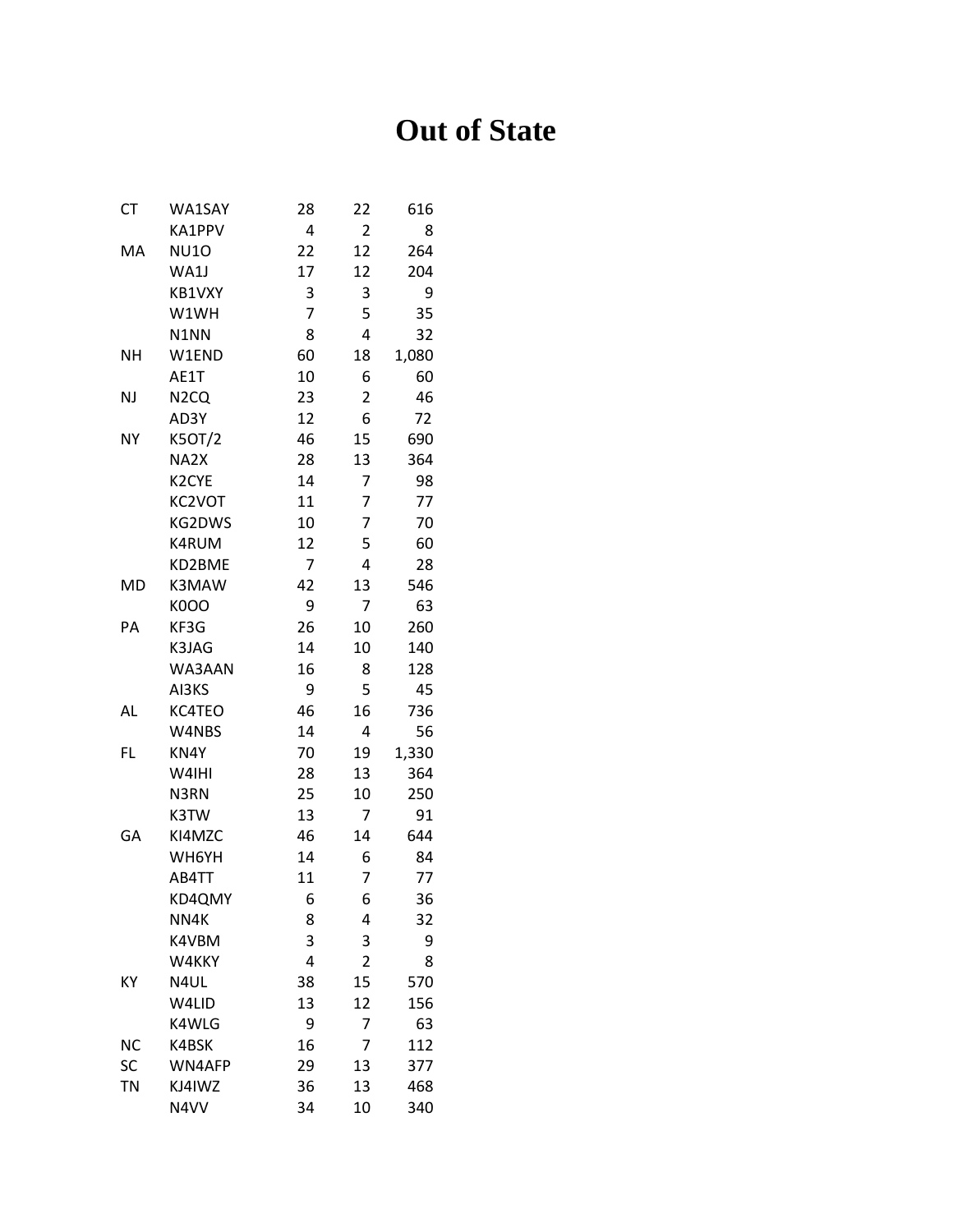# Out of State

| | | | | |
|---|---|---|---|---|
| CT | WA1SAY | 28 | 22 | 616 |
| | KA1PPV | 4 | 2 | 8 |
| MA | NU1O | 22 | 12 | 264 |
| | WA1J | 17 | 12 | 204 |
| | KB1VXY | 3 | 3 | 9 |
| | W1WH | 7 | 5 | 35 |
| | N1NN | 8 | 4 | 32 |
| NH | W1END | 60 | 18 | 1,080 |
| | AE1T | 10 | 6 | 60 |
| NJ | N2CQ | 23 | 2 | 46 |
| | AD3Y | 12 | 6 | 72 |
| NY | K5OT/2 | 46 | 15 | 690 |
| | NA2X | 28 | 13 | 364 |
| | K2CYE | 14 | 7 | 98 |
| | KC2VOT | 11 | 7 | 77 |
| | KG2DWS | 10 | 7 | 70 |
| | K4RUM | 12 | 5 | 60 |
| | KD2BME | 7 | 4 | 28 |
| MD | K3MAW | 42 | 13 | 546 |
| | K0OO | 9 | 7 | 63 |
| PA | KF3G | 26 | 10 | 260 |
| | K3JAG | 14 | 10 | 140 |
| | WA3AAN | 16 | 8 | 128 |
| | AI3KS | 9 | 5 | 45 |
| AL | KC4TEO | 46 | 16 | 736 |
| | W4NBS | 14 | 4 | 56 |
| FL | KN4Y | 70 | 19 | 1,330 |
| | W4IHI | 28 | 13 | 364 |
| | N3RN | 25 | 10 | 250 |
| | K3TW | 13 | 7 | 91 |
| GA | KI4MZC | 46 | 14 | 644 |
| | WH6YH | 14 | 6 | 84 |
| | AB4TT | 11 | 7 | 77 |
| | KD4QMY | 6 | 6 | 36 |
| | NN4K | 8 | 4 | 32 |
| | K4VBM | 3 | 3 | 9 |
| | W4KKY | 4 | 2 | 8 |
| KY | N4UL | 38 | 15 | 570 |
| | W4LID | 13 | 12 | 156 |
| | K4WLG | 9 | 7 | 63 |
| NC | K4BSK | 16 | 7 | 112 |
| SC | WN4AFP | 29 | 13 | 377 |
| TN | KJ4IWZ | 36 | 13 | 468 |
| | N4VV | 34 | 10 | 340 |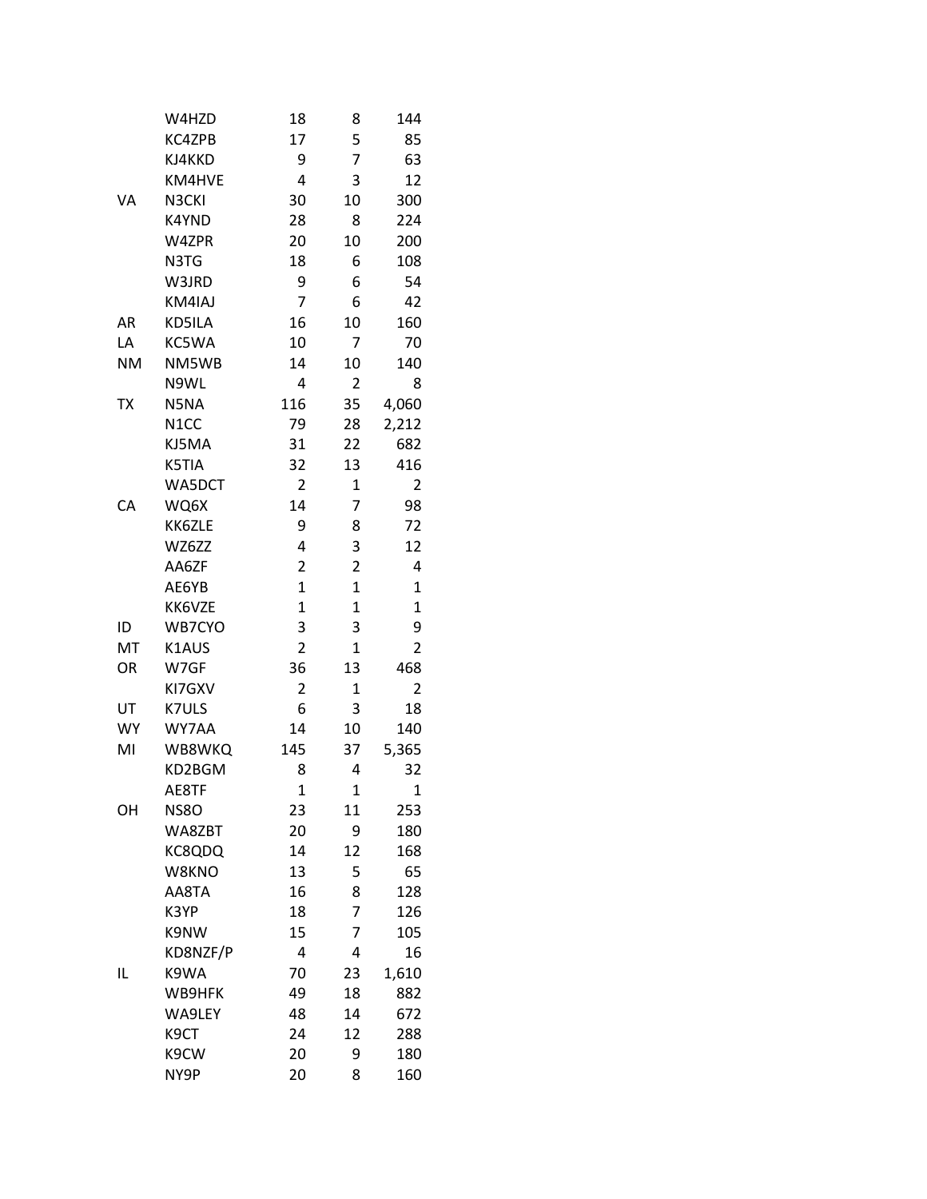| | | | | |
|---|---|---|---|---|
| | W4HZD | 18 | 8 | 144 |
| | KC4ZPB | 17 | 5 | 85 |
| | KJ4KKD | 9 | 7 | 63 |
| | KM4HVE | 4 | 3 | 12 |
| VA | N3CKI | 30 | 10 | 300 |
| | K4YND | 28 | 8 | 224 |
| | W4ZPR | 20 | 10 | 200 |
| | N3TG | 18 | 6 | 108 |
| | W3JRD | 9 | 6 | 54 |
| | KM4IAJ | 7 | 6 | 42 |
| AR | KD5ILA | 16 | 10 | 160 |
| LA | KC5WA | 10 | 7 | 70 |
| NM | NM5WB | 14 | 10 | 140 |
| | N9WL | 4 | 2 | 8 |
| TX | N5NA | 116 | 35 | 4,060 |
| | N1CC | 79 | 28 | 2,212 |
| | KJ5MA | 31 | 22 | 682 |
| | K5TIA | 32 | 13 | 416 |
| | WA5DCT | 2 | 1 | 2 |
| CA | WQ6X | 14 | 7 | 98 |
| | KK6ZLE | 9 | 8 | 72 |
| | WZ6ZZ | 4 | 3 | 12 |
| | AA6ZF | 2 | 2 | 4 |
| | AE6YB | 1 | 1 | 1 |
| | KK6VZE | 1 | 1 | 1 |
| ID | WB7CYO | 3 | 3 | 9 |
| MT | K1AUS | 2 | 1 | 2 |
| OR | W7GF | 36 | 13 | 468 |
| | KI7GXV | 2 | 1 | 2 |
| UT | K7ULS | 6 | 3 | 18 |
| WY | WY7AA | 14 | 10 | 140 |
| MI | WB8WKQ | 145 | 37 | 5,365 |
| | KD2BGM | 8 | 4 | 32 |
| | AE8TF | 1 | 1 | 1 |
| OH | NS8O | 23 | 11 | 253 |
| | WA8ZBT | 20 | 9 | 180 |
| | KC8QDQ | 14 | 12 | 168 |
| | W8KNO | 13 | 5 | 65 |
| | AA8TA | 16 | 8 | 128 |
| | K3YP | 18 | 7 | 126 |
| | K9NW | 15 | 7 | 105 |
| | KD8NZF/P | 4 | 4 | 16 |
| IL | K9WA | 70 | 23 | 1,610 |
| | WB9HFK | 49 | 18 | 882 |
| | WA9LEY | 48 | 14 | 672 |
| | K9CT | 24 | 12 | 288 |
| | K9CW | 20 | 9 | 180 |
| | NY9P | 20 | 8 | 160 |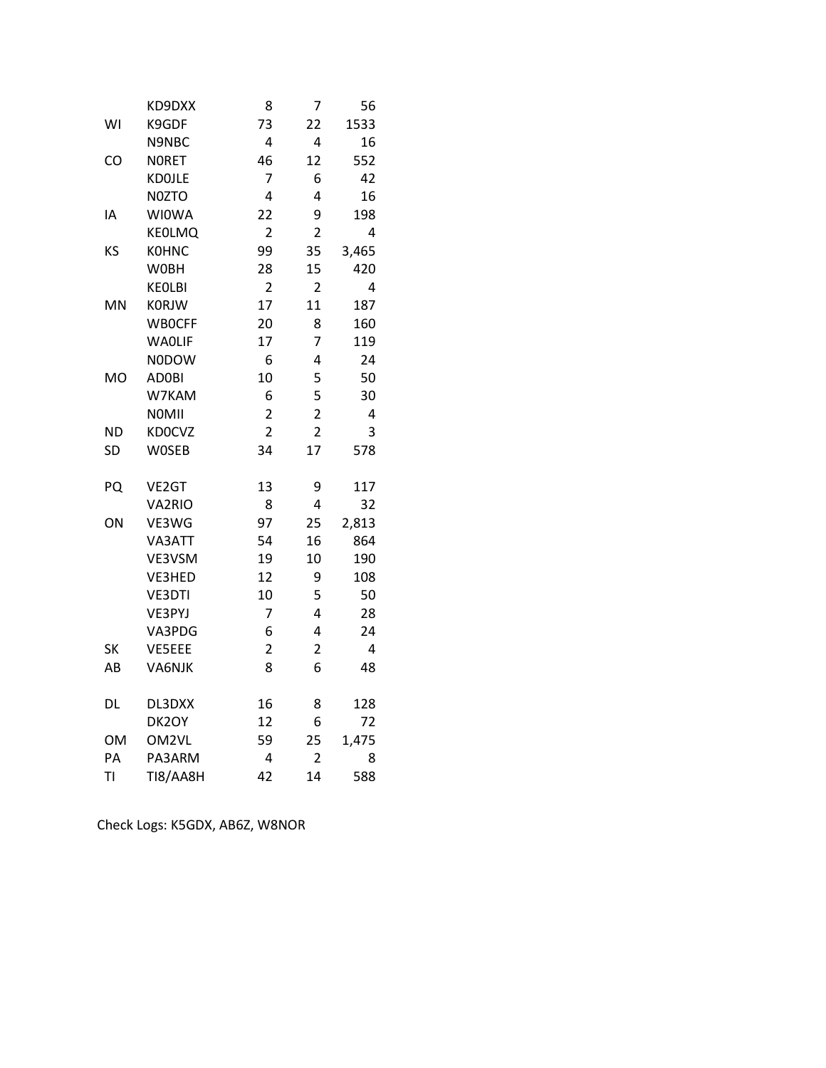| | | | | |
|---|---|---|---|---|
| | KD9DXX | 8 | 7 | 56 |
| WI | K9GDF | 73 | 22 | 1533 |
| | N9NBC | 4 | 4 | 16 |
| CO | N0RET | 46 | 12 | 552 |
| | KD0JLE | 7 | 6 | 42 |
| | N0ZTO | 4 | 4 | 16 |
| IA | WI0WA | 22 | 9 | 198 |
| | KE0LMQ | 2 | 2 | 4 |
| KS | K0HNC | 99 | 35 | 3,465 |
| | W0BH | 28 | 15 | 420 |
| | KE0LBI | 2 | 2 | 4 |
| MN | K0RJW | 17 | 11 | 187 |
| | WB0CFF | 20 | 8 | 160 |
| | WA0LIF | 17 | 7 | 119 |
| | N0DOW | 6 | 4 | 24 |
| MO | AD0BI | 10 | 5 | 50 |
| | W7KAM | 6 | 5 | 30 |
| | N0MII | 2 | 2 | 4 |
| ND | KD0CVZ | 2 | 2 | 3 |
| SD | W0SEB | 34 | 17 | 578 |
| | | | | |
| PQ | VE2GT | 13 | 9 | 117 |
| | VA2RIO | 8 | 4 | 32 |
| ON | VE3WG | 97 | 25 | 2,813 |
| | VA3ATT | 54 | 16 | 864 |
| | VE3VSM | 19 | 10 | 190 |
| | VE3HED | 12 | 9 | 108 |
| | VE3DTI | 10 | 5 | 50 |
| | VE3PYJ | 7 | 4 | 28 |
| | VA3PDG | 6 | 4 | 24 |
| SK | VE5EEE | 2 | 2 | 4 |
| AB | VA6NJK | 8 | 6 | 48 |
| | | | | |
| DL | DL3DXX | 16 | 8 | 128 |
| | DK2OY | 12 | 6 | 72 |
| OM | OM2VL | 59 | 25 | 1,475 |
| PA | PA3ARM | 4 | 2 | 8 |
| TI | TI8/AA8H | 42 | 14 | 588 |

Check Logs: K5GDX, AB6Z, W8NOR